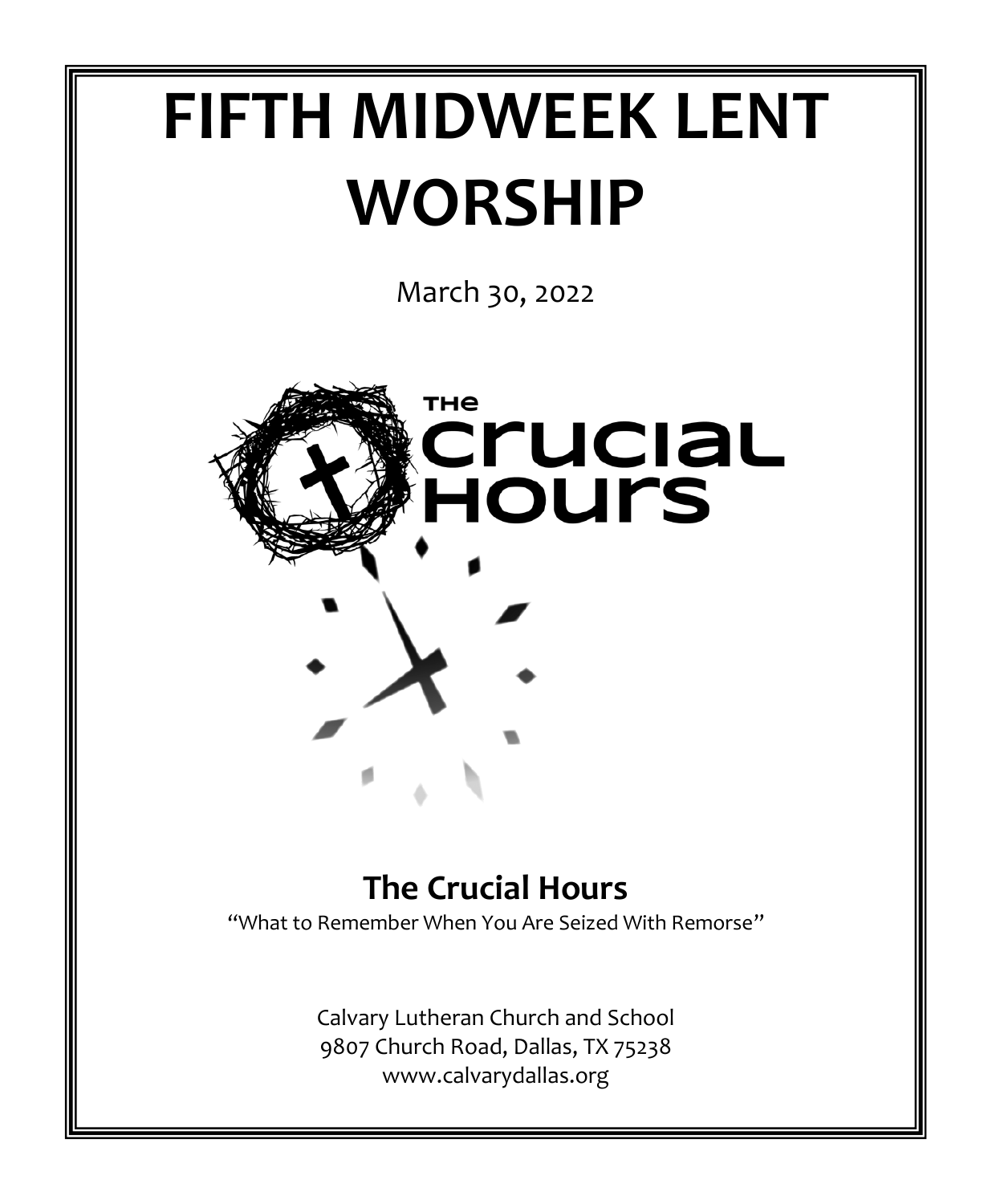# FIFTH MIDWEEK LENT WORSHIP

March 30, 2022

THE crucial Hours

## The Crucial Hours

"What to Remember When You Are Seized With Remorse"

Calvary Lutheran Church and School
9807 Church Road, Dallas, TX 75238
www.calvarydallas.org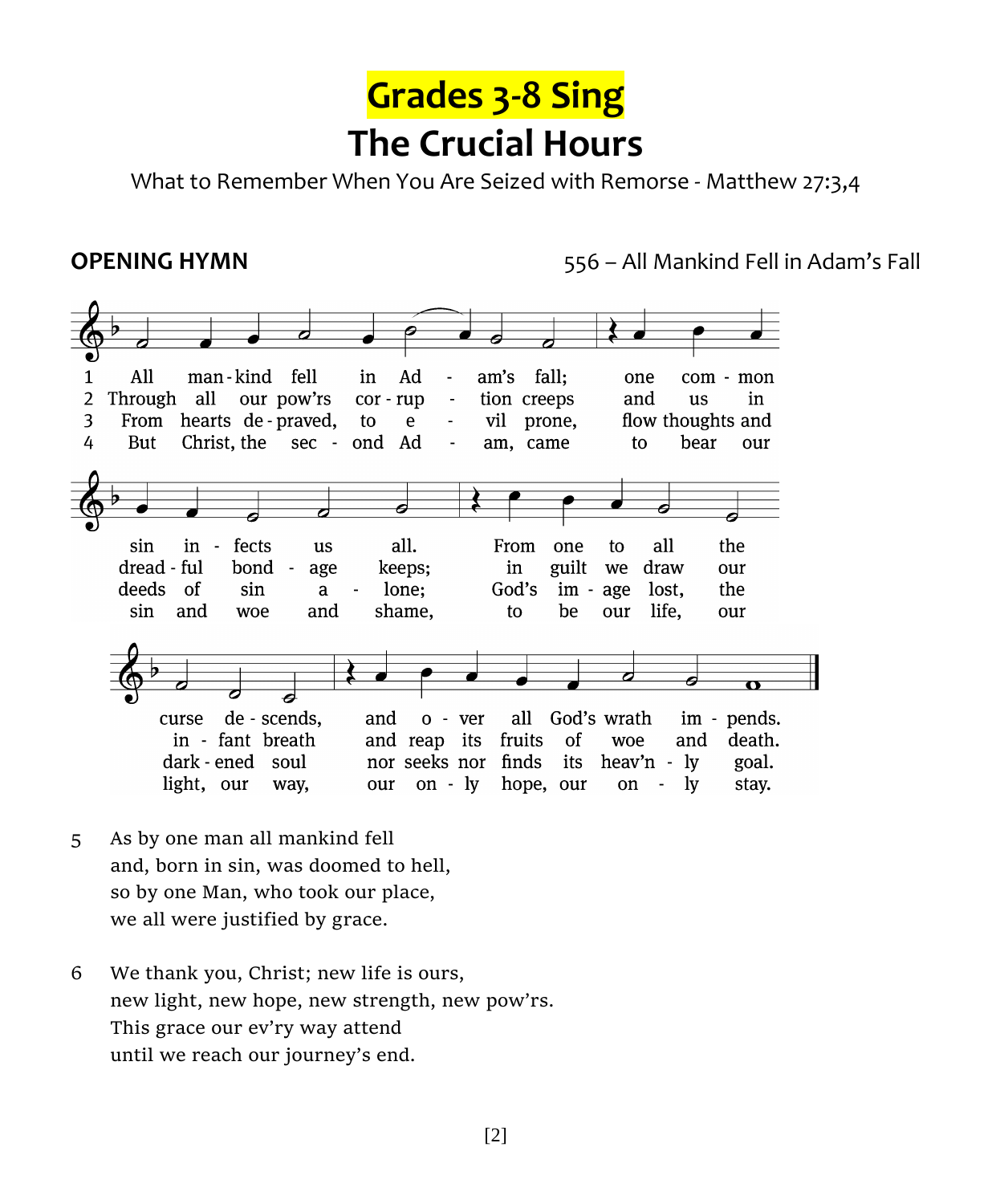# Grades 3-8 Sing

## The Crucial Hours

What to Remember When You Are Seized with Remorse - Matthew 27:3,4

**OPENING HYMN** 556 – All Mankind Fell in Adam's Fall

1 All mankind fell in Adam's fall;
one common sin infects us all.
From one to all the curse descends,
and over all God's wrath impends.

2 Through all our pow'rs corruption creeps
and us in dreadful bondage keeps;
in guilt we draw our infant breath
and reap its fruits of woe and death.

3 From hearts depraved, to evil prone,
flow thoughts and deeds of sin alone;
God's image lost, the darkened soul
nor seeks nor finds its heav'nly goal.

4 But Christ, the second Adam, came
to bear our sin and woe and shame,
to be our life, our light, our way,
our only hope, our only stay.

5 As by one man all mankind fell
and, born in sin, was doomed to hell,
so by one Man, who took our place,
we all were justified by grace.

6 We thank you, Christ; new life is ours,
new light, new hope, new strength, new pow'rs.
This grace our ev'ry way attend
until we reach our journey's end.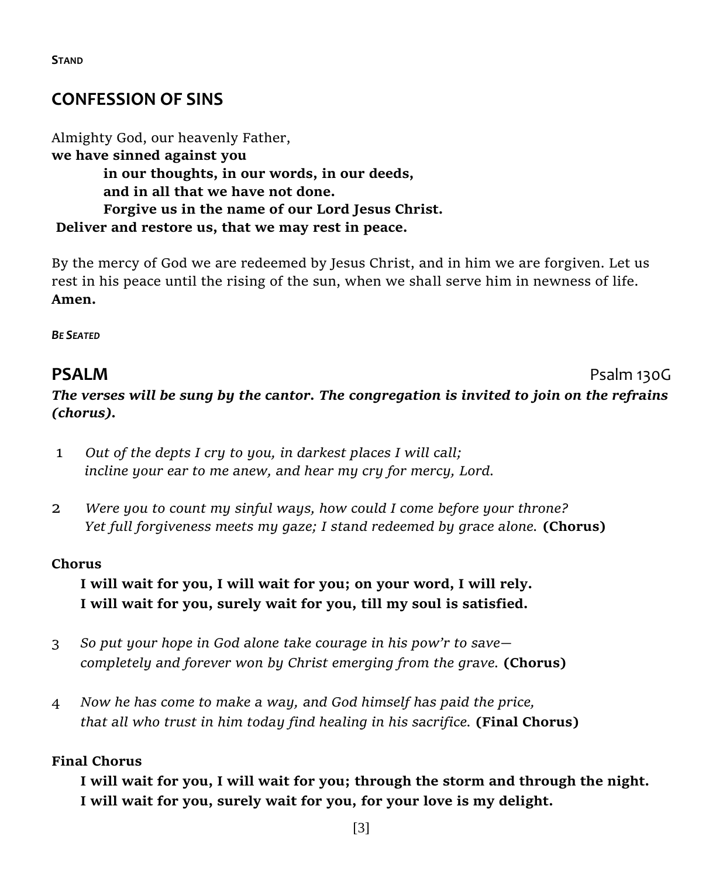**STAND**

## CONFESSION OF SINS

Almighty God, our heavenly Father,
**we have sinned against you**
**in our thoughts, in our words, in our deeds,**
**and in all that we have not done.**
**Forgive us in the name of our Lord Jesus Christ.**
**Deliver and restore us, that we may rest in peace.**

By the mercy of God we are redeemed by Jesus Christ, and in him we are forgiven. Let us rest in his peace until the rising of the sun, when we shall serve him in newness of life.
**Amen.**

***BE SEATED***

## PSALM

Psalm 130G

***The verses will be sung by the cantor. The congregation is invited to join on the refrains (chorus).***

1 *Out of the depts I cry to you, in darkest places I will call;*
*incline your ear to me anew, and hear my cry for mercy, Lord.*

2 *Were you to count my sinful ways, how could I come before your throne?*
*Yet full forgiveness meets my gaze; I stand redeemed by grace alone.* **(Chorus)**

**Chorus**
**I will wait for you, I will wait for you; on your word, I will rely.**
**I will wait for you, surely wait for you, till my soul is satisfied.**

3 *So put your hope in God alone take courage in his pow'r to save—*
*completely and forever won by Christ emerging from the grave.* **(Chorus)**

4 *Now he has come to make a way, and God himself has paid the price,*
*that all who trust in him today find healing in his sacrifice.* **(Final Chorus)**

**Final Chorus**
**I will wait for you, I will wait for you; through the storm and through the night.**
**I will wait for you, surely wait for you, for your love is my delight.**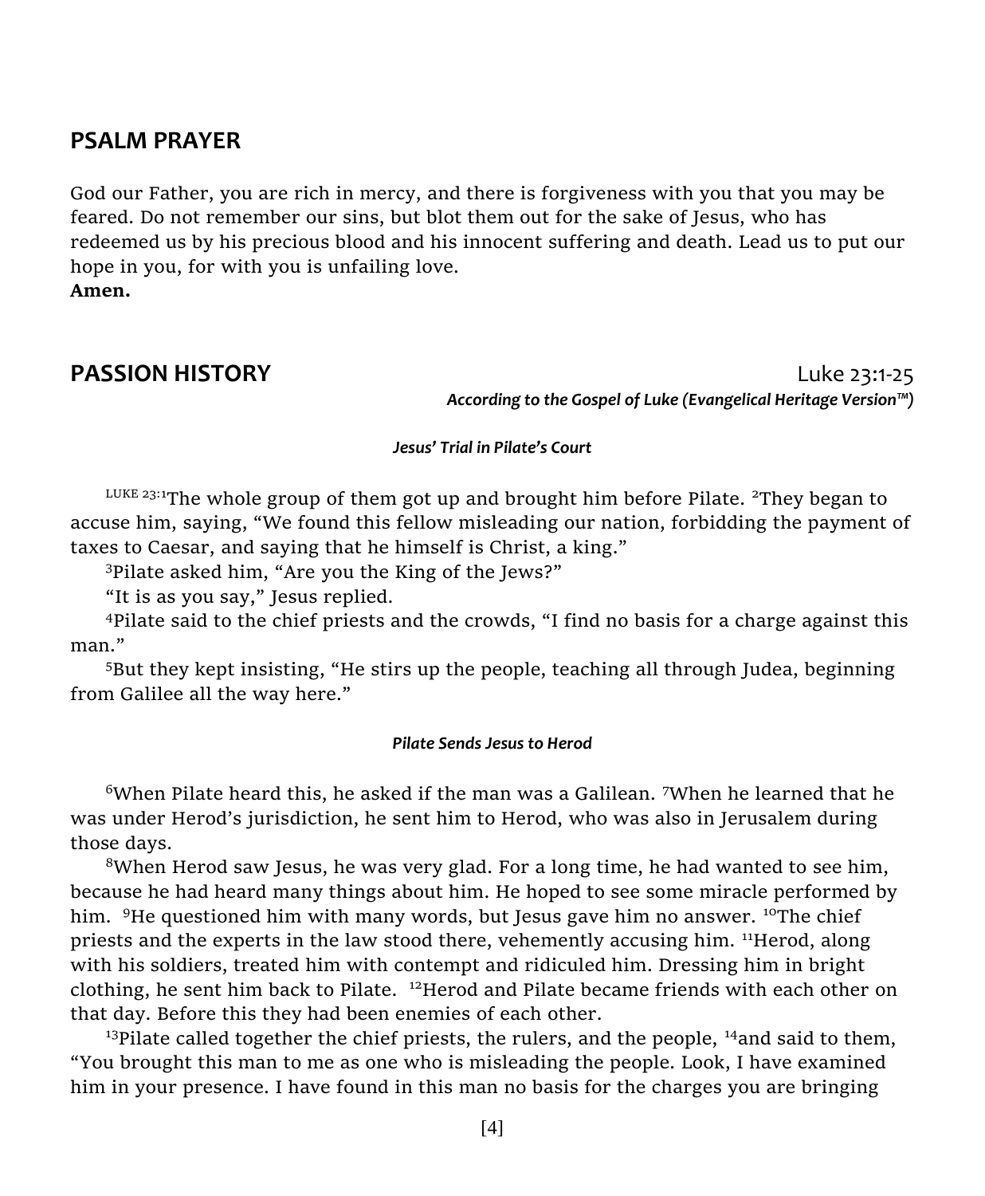## PSALM PRAYER

God our Father, you are rich in mercy, and there is forgiveness with you that you may be feared. Do not remember our sins, but blot them out for the sake of Jesus, who has redeemed us by his precious blood and his innocent suffering and death. Lead us to put our hope in you, for with you is unfailing love.
**Amen.**

## PASSION HISTORY

Luke 23:1-25

***According to the Gospel of Luke (Evangelical Heritage Version™)***

***Jesus' Trial in Pilate's Court***

LUKE 23:1 The whole group of them got up and brought him before Pilate. 2 They began to accuse him, saying, "We found this fellow misleading our nation, forbidding the payment of taxes to Caesar, and saying that he himself is Christ, a king."

3 Pilate asked him, "Are you the King of the Jews?"

"It is as you say," Jesus replied.

4 Pilate said to the chief priests and the crowds, "I find no basis for a charge against this man."

5 But they kept insisting, "He stirs up the people, teaching all through Judea, beginning from Galilee all the way here."

***Pilate Sends Jesus to Herod***

6 When Pilate heard this, he asked if the man was a Galilean. 7 When he learned that he was under Herod's jurisdiction, he sent him to Herod, who was also in Jerusalem during those days.

8 When Herod saw Jesus, he was very glad. For a long time, he had wanted to see him, because he had heard many things about him. He hoped to see some miracle performed by him. 9 He questioned him with many words, but Jesus gave him no answer. 10 The chief priests and the experts in the law stood there, vehemently accusing him. 11 Herod, along with his soldiers, treated him with contempt and ridiculed him. Dressing him in bright clothing, he sent him back to Pilate. 12 Herod and Pilate became friends with each other on that day. Before this they had been enemies of each other.

13 Pilate called together the chief priests, the rulers, and the people, 14 and said to them, "You brought this man to me as one who is misleading the people. Look, I have examined him in your presence. I have found in this man no basis for the charges you are bringing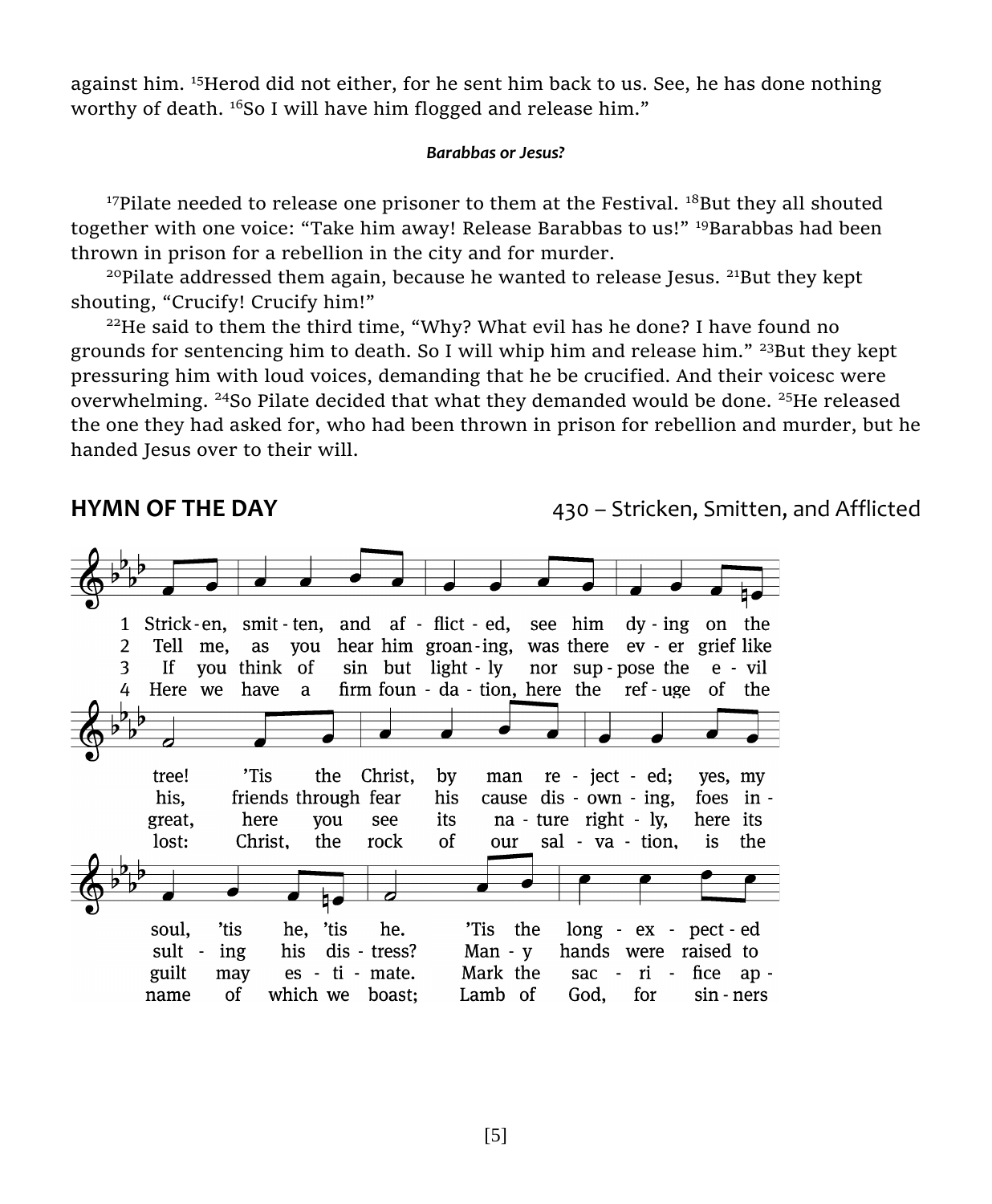against him. [15]Herod did not either, for he sent him back to us. See, he has done nothing worthy of death. [16]So I will have him flogged and release him."

***Barabbas or Jesus?***

[17]Pilate needed to release one prisoner to them at the Festival. [18]But they all shouted together with one voice: "Take him away! Release Barabbas to us!" [19]Barabbas had been thrown in prison for a rebellion in the city and for murder.

[20]Pilate addressed them again, because he wanted to release Jesus. [21]But they kept shouting, "Crucify! Crucify him!"

[22]He said to them the third time, "Why? What evil has he done? I have found no grounds for sentencing him to death. So I will whip him and release him." [23]But they kept pressuring him with loud voices, demanding that he be crucified. And their voices[c] were overwhelming. [24]So Pilate decided that what they demanded would be done. [25]He released the one they had asked for, who had been thrown in prison for rebellion and murder, but he handed Jesus over to their will.

## HYMN OF THE DAY

430 – Stricken, Smitten, and Afflicted

1 Stricken, smitten, and afflicted, see him dying on the tree! 'Tis the Christ, by man rejected; yes, my soul, 'tis he, 'tis he. 'Tis the long-expected

2 Tell me, as you hear him groaning, was there ever grief like his, friends through fear his cause disowning, foes insulting his distress? Many hands were raised to

3 If you think of sin but lightly nor suppose the evil great, here you see its nature rightly, here its guilt may estimate. Mark the sacrifice ap-

4 Here we have a firm foundation, here the refuge of the lost: Christ, the rock of our salvation, is the name of which we boast; Lamb of God, for sinners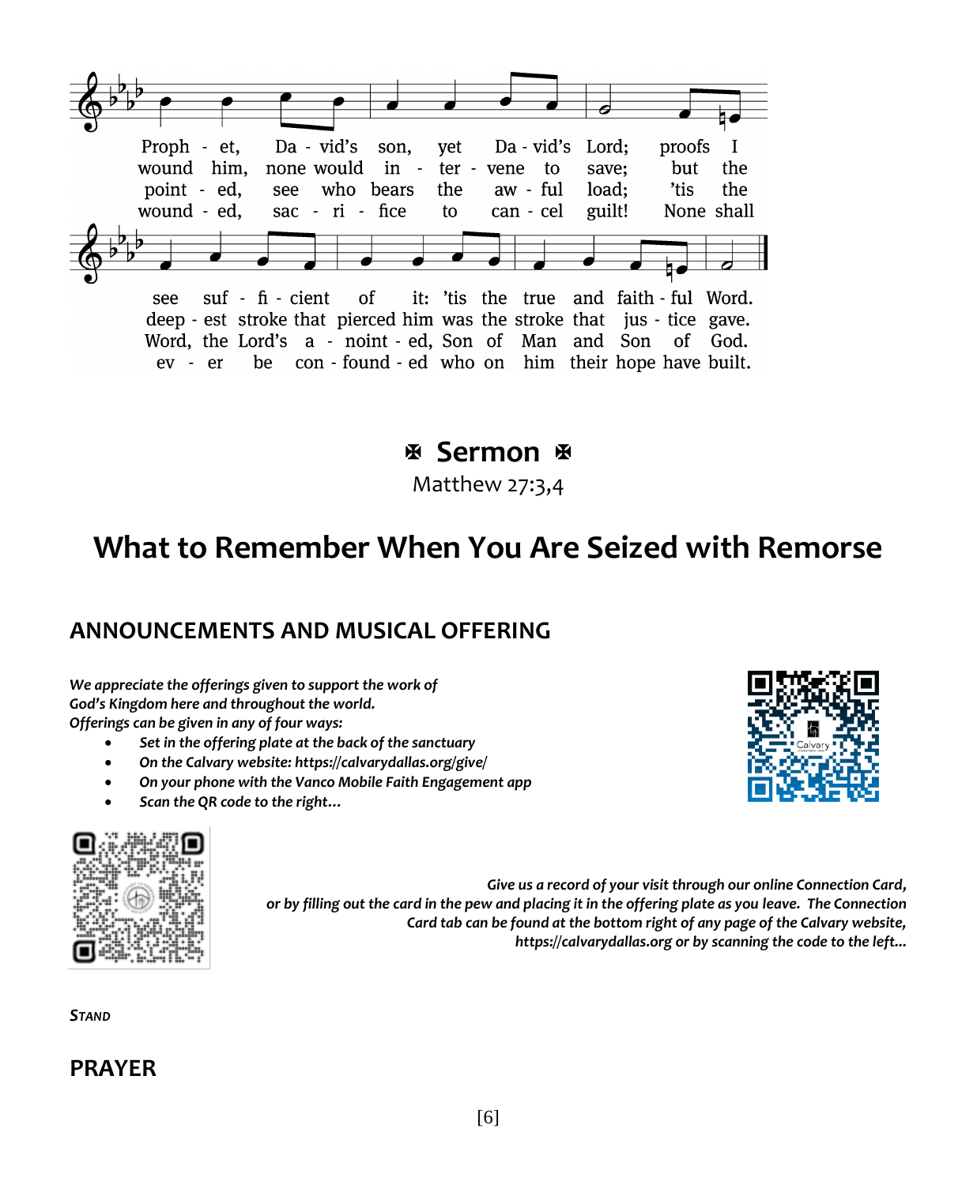Proph - et, Da - vid's son, yet Da - vid's Lord; proofs I see suf - fi - cient of it: 'tis the true and faith - ful Word.
wound him, none would in - ter - vene to save; but the deep - est stroke that pierced him was the stroke that jus - tice gave.
point - ed, see who bears the aw - ful load; 'tis the Word, the Lord's a - noint - ed, Son of Man and Son of God.
wound - ed, sac - ri - fice to can - cel guilt! None shall ev - er be con - found - ed who on him their hope have built.

## ✠ Sermon ✠

Matthew 27:3,4

# What to Remember When You Are Seized with Remorse

## ANNOUNCEMENTS AND MUSICAL OFFERING

*We appreciate the offerings given to support the work of God's Kingdom here and throughout the world.*
*Offerings can be given in any of four ways:*

- *Set in the offering plate at the back of the sanctuary*
- *On the Calvary website: https://calvarydallas.org/give/*
- *On your phone with the Vanco Mobile Faith Engagement app*
- *Scan the QR code to the right…*

*Give us a record of your visit through our online Connection Card, or by filling out the card in the pew and placing it in the offering plate as you leave. The Connection Card tab can be found at the bottom right of any page of the Calvary website, https://calvarydallas.org or by scanning the code to the left…*

***Stand***

## PRAYER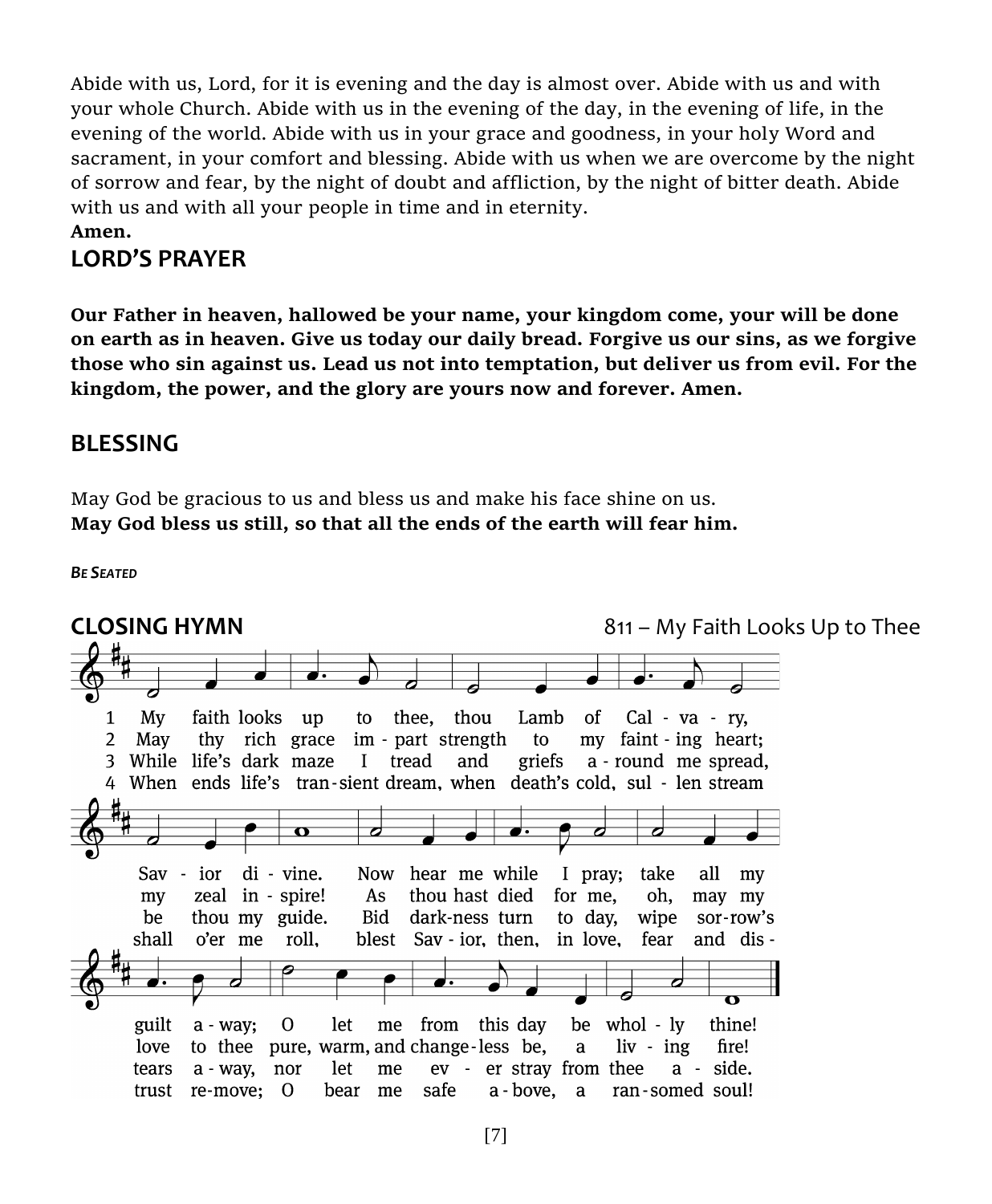Abide with us, Lord, for it is evening and the day is almost over. Abide with us and with your whole Church. Abide with us in the evening of the day, in the evening of life, in the evening of the world. Abide with us in your grace and goodness, in your holy Word and sacrament, in your comfort and blessing. Abide with us when we are overcome by the night of sorrow and fear, by the night of doubt and affliction, by the night of bitter death. Abide with us and with all your people in time and in eternity.
**Amen.**

## LORD'S PRAYER

**Our Father in heaven, hallowed be your name, your kingdom come, your will be done on earth as in heaven. Give us today our daily bread. Forgive us our sins, as we forgive those who sin against us. Lead us not into temptation, but deliver us from evil. For the kingdom, the power, and the glory are yours now and forever. Amen.**

## BLESSING

May God be gracious to us and bless us and make his face shine on us.
**May God bless us still, so that all the ends of the earth will fear him.**

***Be Seated***

## CLOSING HYMN

811 – My Faith Looks Up to Thee

1 My faith looks up to thee, thou Lamb of Cal - va - ry, Sav - ior di - vine. Now hear me while I pray; take all my guilt a - way; O let me from this day be whol - ly thine!

2 May thy rich grace im - part strength to my faint - ing heart; my zeal in - spire! As thou hast died for me, oh, may my love to thee pure, warm, and change - less be, a liv - ing fire!

3 While life's dark maze I tread and griefs a - round me spread, be thou my guide. Bid dark-ness turn to day, wipe sor-row's tears a - way, nor let me ev - er stray from thee a - side.

4 When ends life's tran - sient dream, when death's cold, sul - len stream shall o'er me roll, blest Sav - ior, then, in love, fear and dis - trust re-move; O bear me safe a - bove, a ran - somed soul!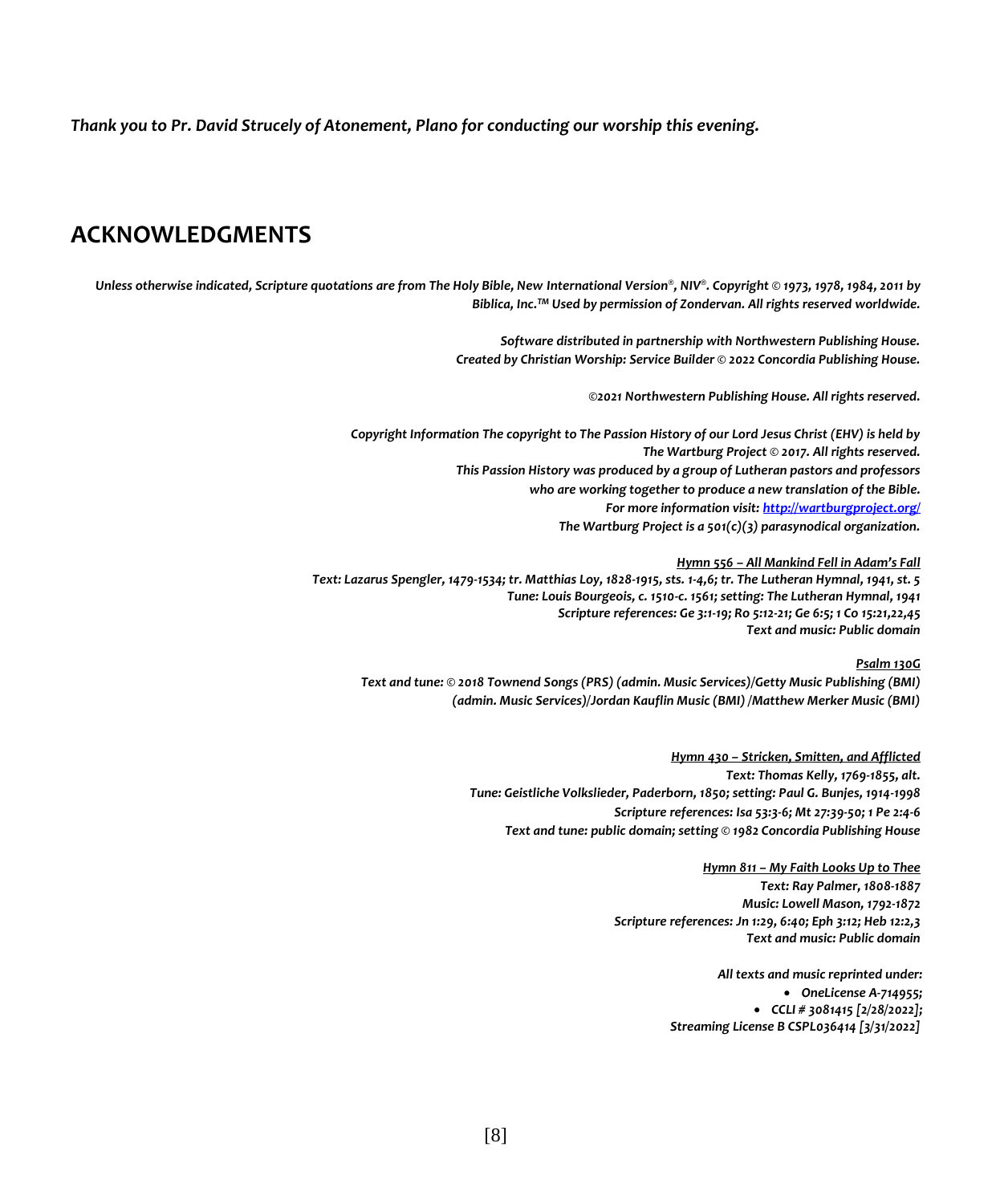*Thank you to Pr. David Strucely of Atonement, Plano for conducting our worship this evening.*

# ACKNOWLEDGMENTS

*Unless otherwise indicated, Scripture quotations are from The Holy Bible, New International Version®, NIV®. Copyright © 1973, 1978, 1984, 2011 by Biblica, Inc.™ Used by permission of Zondervan. All rights reserved worldwide.*

*Software distributed in partnership with Northwestern Publishing House.*
*Created by Christian Worship: Service Builder © 2022 Concordia Publishing House.*

*©2021 Northwestern Publishing House. All rights reserved.*

*Copyright Information The copyright to The Passion History of our Lord Jesus Christ (EHV) is held by The Wartburg Project © 2017. All rights reserved.*
*This Passion History was produced by a group of Lutheran pastors and professors who are working together to produce a new translation of the Bible.*
*For more information visit: [http://wartburgproject.org/](http://wartburgproject.org/)*
*The Wartburg Project is a 501(c)(3) parasynodical organization.*

***Hymn 556 – All Mankind Fell in Adam's Fall***
*Text: Lazarus Spengler, 1479-1534; tr. Matthias Loy, 1828-1915, sts. 1-4,6; tr. The Lutheran Hymnal, 1941, st. 5*
*Tune: Louis Bourgeois, c. 1510-c. 1561; setting: The Lutheran Hymnal, 1941*
*Scripture references: Ge 3:1-19; Ro 5:12-21; Ge 6:5; 1 Co 15:21,22,45*
*Text and music: Public domain*

***Psalm 130G***
*Text and tune: © 2018 Townend Songs (PRS) (admin. Music Services)/Getty Music Publishing (BMI) (admin. Music Services)/Jordan Kauflin Music (BMI) /Matthew Merker Music (BMI)*

***Hymn 430 – Stricken, Smitten, and Afflicted***
*Text: Thomas Kelly, 1769-1855, alt.*
*Tune: Geistliche Volkslieder, Paderborn, 1850; setting: Paul G. Bunjes, 1914-1998*
*Scripture references: Isa 53:3-6; Mt 27:39-50; 1 Pe 2:4-6*
*Text and tune: public domain; setting © 1982 Concordia Publishing House*

***Hymn 811 – My Faith Looks Up to Thee***
*Text: Ray Palmer, 1808-1887*
*Music: Lowell Mason, 1792-1872*
*Scripture references: Jn 1:29, 6:40; Eph 3:12; Heb 12:2,3*
*Text and music: Public domain*

*All texts and music reprinted under:*
- *OneLicense A-714955;*
- *CCLI # 3081415 [2/28/2022];*

*Streaming License B CSPL036414 [3/31/2022]*